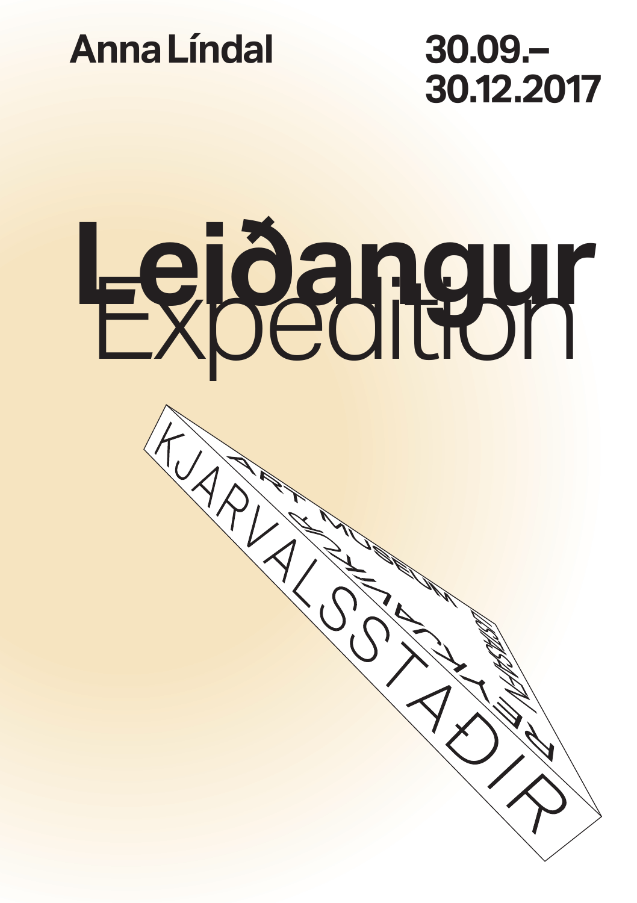**Anna Líndal**

**30.09.–**
**30.12.2017**

# Leiðangur

Expedition

KJARVALSSTAÐIR

ART MUSEUM

REYKJAVÍK

LISTASAFN

REYKJAVÍKUR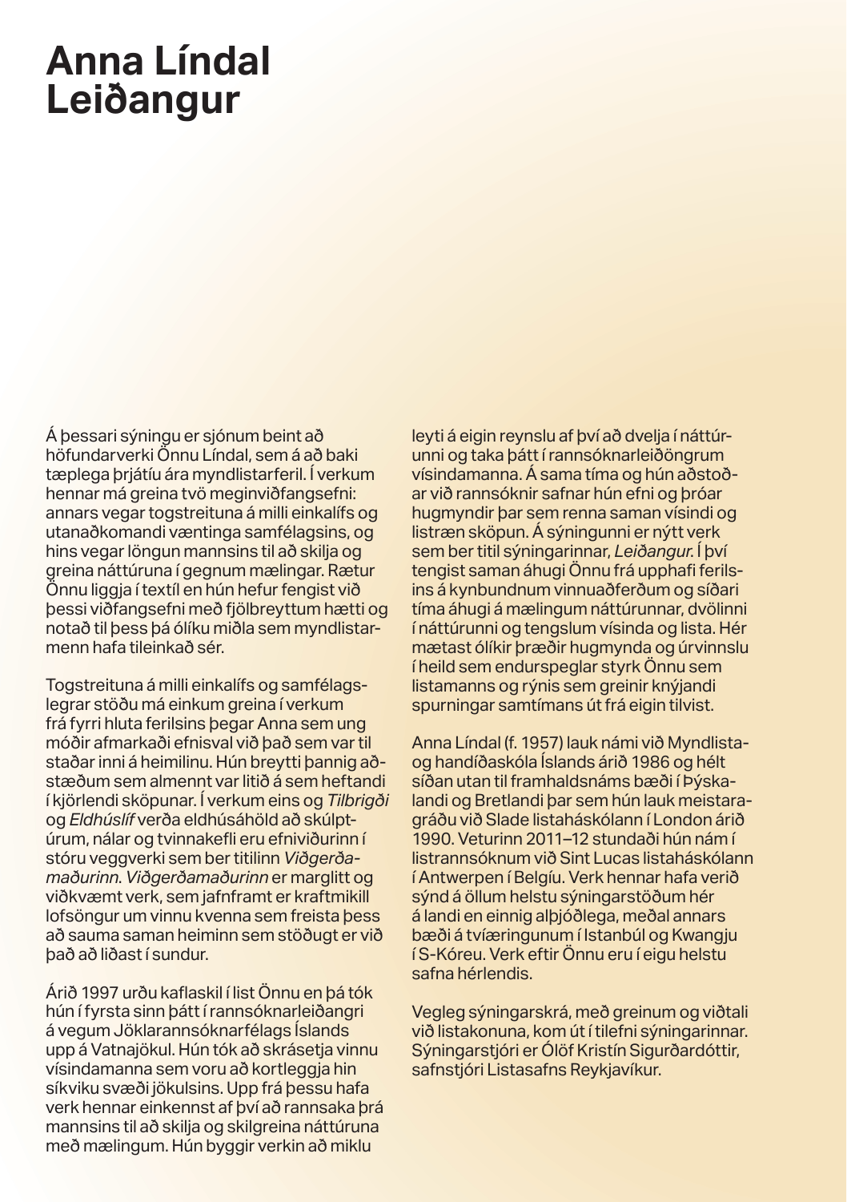# Anna Líndal Leiðangur

Á þessari sýningu er sjónum beint að höfundarverki Önnu Líndal, sem á að baki tæplega þrjátíu ára myndlistarferil. Í verkum hennar má greina tvö meginviðfangsefni: annars vegar togstreituna á milli einkalífs og utanaðkomandi væntinga samfélagsins, og hins vegar löngun mannsins til að skilja og greina náttúruna í gegnum mælingar. Rætur Önnu liggja í textíl en hún hefur fengist við þessi viðfangsefni með fjölbreyttum hætti og notað til þess þá ólíku miðla sem myndlistarmenn hafa tileinkað sér.

Togstreituna á milli einkalífs og samfélagslegrar stöðu má einkum greina í verkum frá fyrri hluta ferilsins þegar Anna sem ung móðir afmarkaði efnisval við það sem var til staðar inni á heimilinu. Hún breytti þannig aðstæðum sem almennt var litið á sem heftandi í kjörlendi sköpunar. Í verkum eins og *Tilbrigði* og *Eldhúslíf* verða eldhúsáhöld að skúlptúrum, nálar og tvinnakefli eru efniviðurinn í stóru veggverki sem ber titilinn *Viðgerðamaðurinn*. *Viðgerðamaðurinn* er marglitt og viðkvæmt verk, sem jafnframt er kraftmikill lofsöngur um vinnu kvenna sem freista þess að sauma saman heiminn sem stöðugt er við það að liðast í sundur.

Árið 1997 urðu kaflaskil í list Önnu en þá tók hún í fyrsta sinn þátt í rannsóknarleiðangri á vegum Jöklarannsóknarfélags Íslands upp á Vatnajökul. Hún tók að skrásetja vinnu vísindamanna sem voru að kortleggja hin síkviku svæði jökulsins. Upp frá þessu hafa verk hennar einkennst af því að rannsaka þrá mannsins til að skilja og skilgreina náttúruna með mælingum. Hún byggir verkin að miklu leyti á eigin reynslu af því að dvelja í náttúrunni og taka þátt í rannsóknarleiðöngrum vísindamanna. Á sama tíma og hún aðstoðar við rannsóknir safnar hún efni og þróar hugmyndir þar sem renna saman vísindi og listræn sköpun. Á sýningunni er nýtt verk sem ber titil sýningarinnar, *Leiðangur*. Í því tengist saman áhugi Önnu frá upphafi ferilsins á kynbundnum vinnuaðferðum og síðari tíma áhugi á mælingum náttúrunnar, dvölinni í náttúrunni og tengslum vísinda og lista. Hér mætast ólíkir þræðir hugmynda og úrvinnslu í heild sem endurspeglar styrk Önnu sem listamanns og rýnis sem greinir knýjandi spurningar samtímans út frá eigin tilvist.

Anna Líndal (f. 1957) lauk námi við Myndlista- og handíðaskóla Íslands árið 1986 og hélt síðan utan til framhaldsnáms bæði í Þýskalandi og Bretlandi þar sem hún lauk meistaragráðu við Slade listaháskólann í London árið 1990. Veturinn 2011–12 stundaði hún nám í listrannsóknum við Sint Lucas listaháskólann í Antwerpen í Belgíu. Verk hennar hafa verið sýnd á öllum helstu sýningarstöðum hér á landi en einnig alþjóðlega, meðal annars bæði á tvíæringunum í Istanbúl og Kwangju í S-Kóreu. Verk eftir Önnu eru í eigu helstu safna hérlendis.

Vegleg sýningarskrá, með greinum og viðtali við listakonuna, kom út í tilefni sýningarinnar. Sýningarstjóri er Ólöf Kristín Sigurðardóttir, safnstjóri Listasafns Reykjavíkur.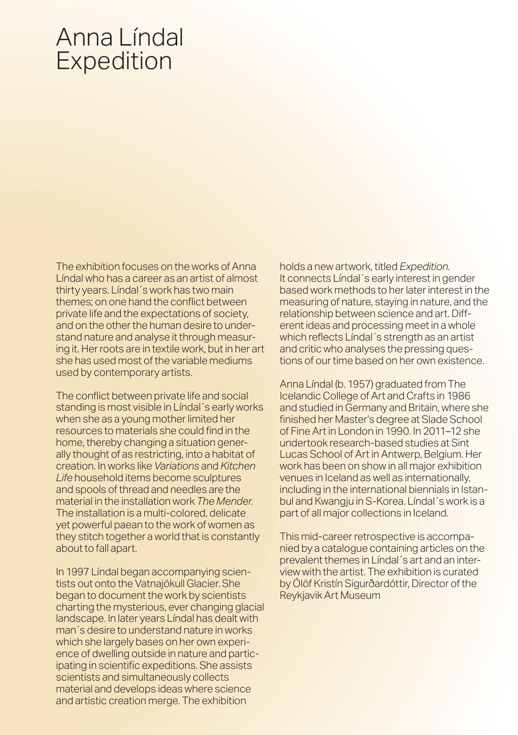# Anna Líndal Expedition

The exhibition focuses on the works of Anna Líndal who has a career as an artist of almost thirty years. Líndal´s work has two main themes; on one hand the conflict between private life and the expectations of society, and on the other the human desire to understand nature and analyse it through measuring it. Her roots are in textile work, but in her art she has used most of the variable mediums used by contemporary artists.

The conflict between private life and social standing is most visible in Líndal´s early works when she as a young mother limited her resources to materials she could find in the home, thereby changing a situation generally thought of as restricting, into a habitat of creation. In works like *Variations* and *Kitchen Life* household items become sculptures and spools of thread and needles are the material in the installation work *The Mender.* The installation is a multi-colored, delicate yet powerful paean to the work of women as they stitch together a world that is constantly about to fall apart.

In 1997 Líndal began accompanying scientists out onto the Vatnajökull Glacier. She began to document the work by scientists charting the mysterious, ever changing glacial landscape. In later years Líndal has dealt with man´s desire to understand nature in works which she largely bases on her own experience of dwelling outside in nature and participating in scientific expeditions. She assists scientists and simultaneously collects material and develops ideas where science and artistic creation merge. The exhibition holds a new artwork, titled *Expedition.* It connects Líndal´s early interest in gender based work methods to her later interest in the measuring of nature, staying in nature, and the relationship between science and art. Different ideas and processing meet in a whole which reflects Líndal´s strength as an artist and critic who analyses the pressing questions of our time based on her own existence.

Anna Líndal (b. 1957) graduated from The Icelandic College of Art and Crafts in 1986 and studied in Germany and Britain, where she finished her Master's degree at Slade School of Fine Art in London in 1990. In 2011–12 she undertook research-based studies at Sint Lucas School of Art in Antwerp, Belgium. Her work has been on show in all major exhibition venues in Iceland as well as internationally, including in the international biennials in Istanbul and Kwangju in S-Korea. Líndal´s work is a part of all major collections in Iceland.

This mid-career retrospective is accompanied by a catalogue containing articles on the prevalent themes in Líndal´s art and an interview with the artist. The exhibition is curated by Ólöf Kristín Sigurðardóttir, Director of the Reykjavik Art Museum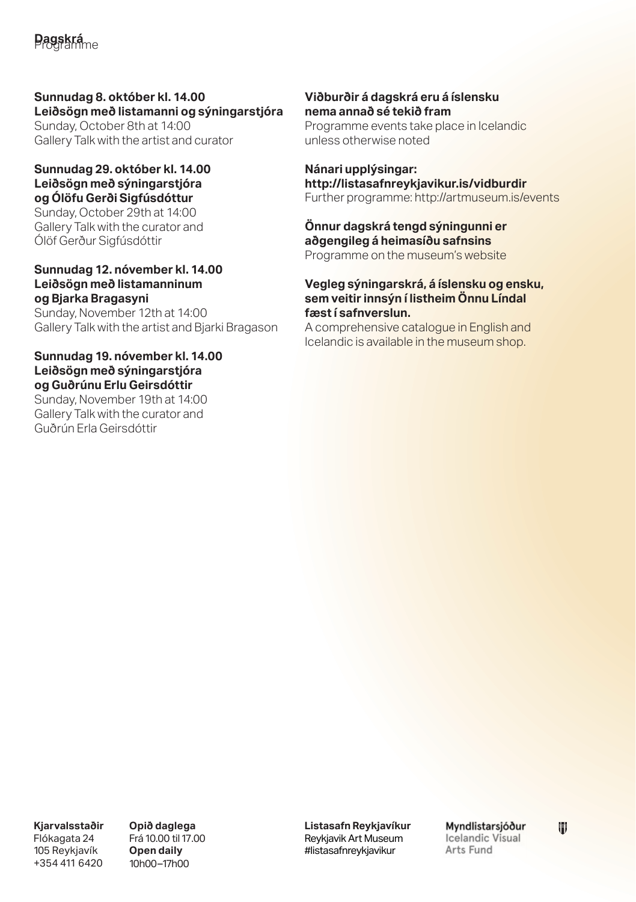# Dagskrá
Programme

**Sunnudag 8. október kl. 14.00**
**Leiðsögn með listamanni og sýningarstjóra**
Sunday, October 8th at 14:00
Gallery Talk with the artist and curator

**Sunnudag 29. október kl. 14.00**
**Leiðsögn með sýningarstjóra og Ólöfu Gerði Sigfúsdóttur**
Sunday, October 29th at 14:00
Gallery Talk with the curator and Ólöf Gerður Sigfúsdóttir

**Sunnudag 12. nóvember kl. 14.00**
**Leiðsögn með listamanninum og Bjarka Bragasyni**
Sunday, November 12th at 14:00
Gallery Talk with the artist and Bjarki Bragason

**Sunnudag 19. nóvember kl. 14.00**
**Leiðsögn með sýningarstjóra og Guðrúnu Erlu Geirsdóttir**
Sunday, November 19th at 14:00
Gallery Talk with the curator and Guðrún Erla Geirsdóttir

**Viðburðir á dagskrá eru á íslensku nema annað sé tekið fram**
Programme events take place in Icelandic unless otherwise noted

**Nánari upplýsingar: http://listasafnreykjavikur.is/vidburdir**
Further programme: http://artmuseum.is/events

**Önnur dagskrá tengd sýningunni er aðgengileg á heimasíðu safnsins**
Programme on the museum's website

**Vegleg sýningarskrá, á íslensku og ensku, sem veitir innsýn í listheim Önnu Líndal fæst í safnverslun.**
A comprehensive catalogue in English and Icelandic is available in the museum shop.

**Kjarvalsstaðir**
Flókagata 24
105 Reykjavík
+354 411 6420

**Opið daglega**
Frá 10.00 til 17.00
**Open daily**
10h00–17h00

**Listasafn Reykjavíkur**
Reykjavik Art Museum
#listasafnreykjavikur

**Myndlistarsjóður**
Icelandic Visual Arts Fund